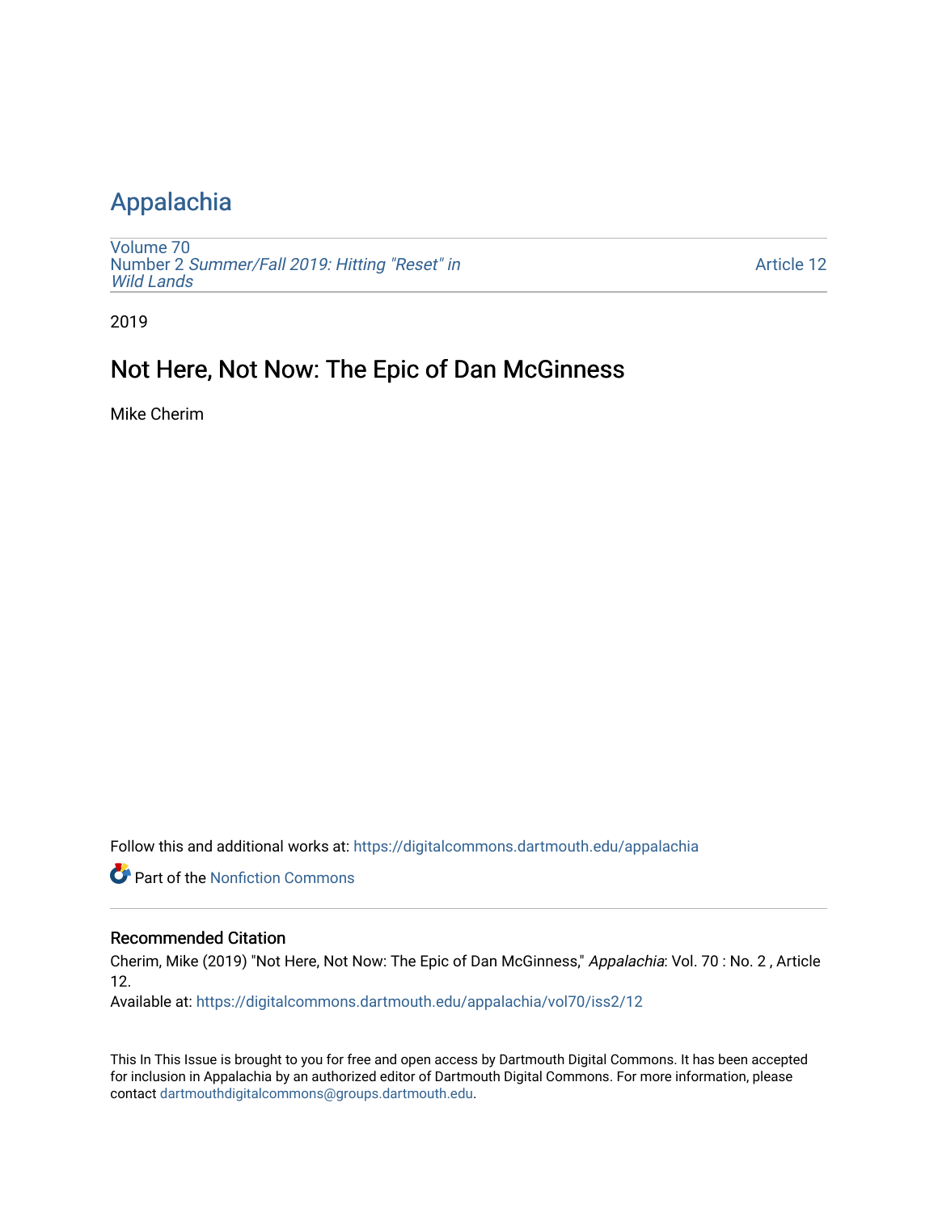# Appalachia

Volume 70
Number 2 *Summer/Fall 2019: Hitting "Reset" in Wild Lands*

Article 12

2019

## Not Here, Not Now: The Epic of Dan McGinness

Mike Cherim

Follow this and additional works at: https://digitalcommons.dartmouth.edu/appalachia

Part of the Nonfiction Commons

### Recommended Citation

Cherim, Mike (2019) "Not Here, Not Now: The Epic of Dan McGinness," *Appalachia*: Vol. 70 : No. 2 , Article 12.
Available at: https://digitalcommons.dartmouth.edu/appalachia/vol70/iss2/12

This In This Issue is brought to you for free and open access by Dartmouth Digital Commons. It has been accepted for inclusion in Appalachia by an authorized editor of Dartmouth Digital Commons. For more information, please contact dartmouthdigitalcommons@groups.dartmouth.edu.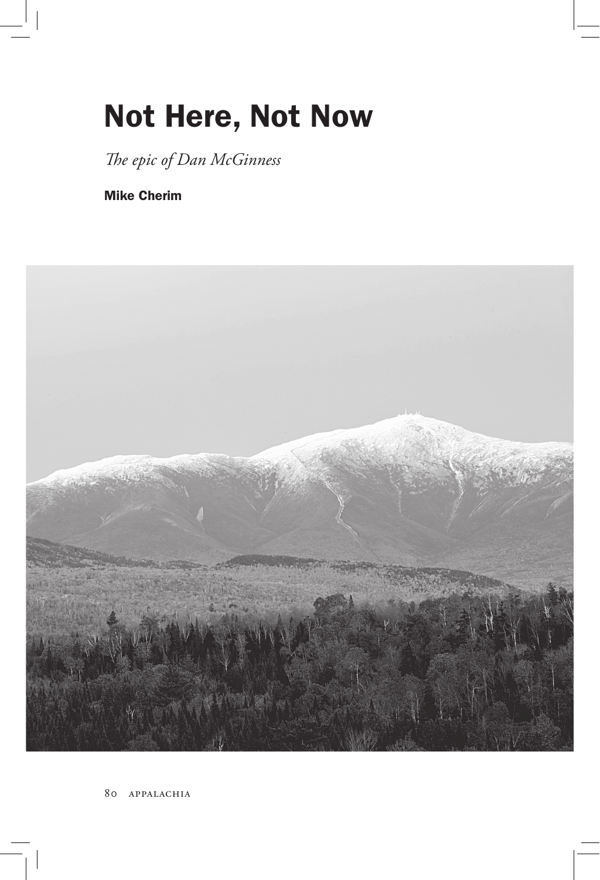# Not Here, Not Now

*The epic of Dan McGinness*

**Mike Cherim**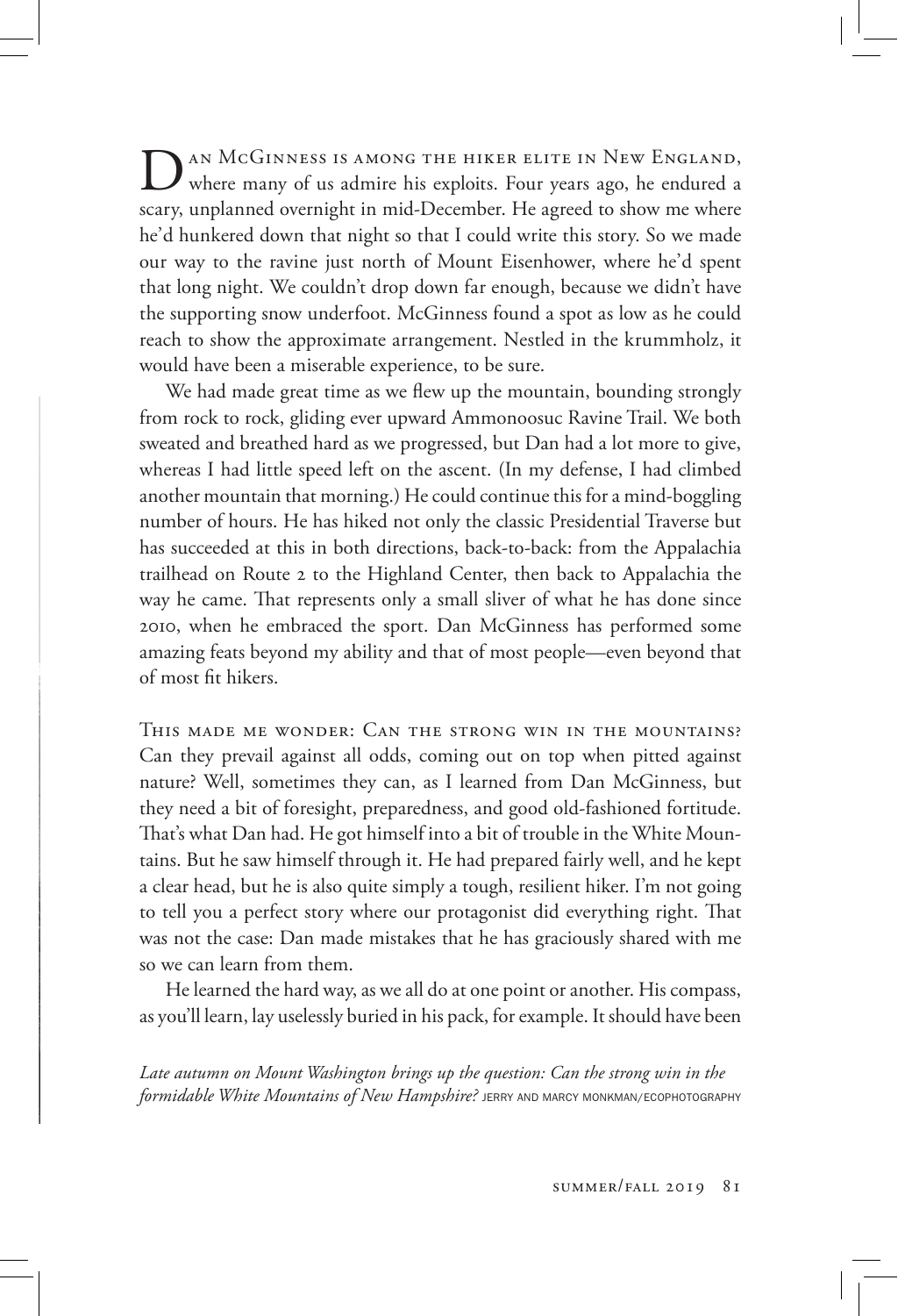Dan McGinness is among the hiker elite in New England, where many of us admire his exploits. Four years ago, he endured a scary, unplanned overnight in mid-December. He agreed to show me where he'd hunkered down that night so that I could write this story. So we made our way to the ravine just north of Mount Eisenhower, where he'd spent that long night. We couldn't drop down far enough, because we didn't have the supporting snow underfoot. McGinness found a spot as low as he could reach to show the approximate arrangement. Nestled in the krummholz, it would have been a miserable experience, to be sure.

We had made great time as we flew up the mountain, bounding strongly from rock to rock, gliding ever upward Ammonoosuc Ravine Trail. We both sweated and breathed hard as we progressed, but Dan had a lot more to give, whereas I had little speed left on the ascent. (In my defense, I had climbed another mountain that morning.) He could continue this for a mind-boggling number of hours. He has hiked not only the classic Presidential Traverse but has succeeded at this in both directions, back-to-back: from the Appalachia trailhead on Route 2 to the Highland Center, then back to Appalachia the way he came. That represents only a small sliver of what he has done since 2010, when he embraced the sport. Dan McGinness has performed some amazing feats beyond my ability and that of most people—even beyond that of most fit hikers.

This made me wonder: Can the strong win in the mountains? Can they prevail against all odds, coming out on top when pitted against nature? Well, sometimes they can, as I learned from Dan McGinness, but they need a bit of foresight, preparedness, and good old-fashioned fortitude. That's what Dan had. He got himself into a bit of trouble in the White Mountains. But he saw himself through it. He had prepared fairly well, and he kept a clear head, but he is also quite simply a tough, resilient hiker. I'm not going to tell you a perfect story where our protagonist did everything right. That was not the case: Dan made mistakes that he has graciously shared with me so we can learn from them.

He learned the hard way, as we all do at one point or another. His compass, as you'll learn, lay uselessly buried in his pack, for example. It should have been

*Late autumn on Mount Washington brings up the question: Can the strong win in the formidable White Mountains of New Hampshire?* JERRY AND MARCY MONKMAN/ECOPHOTOGRAPHY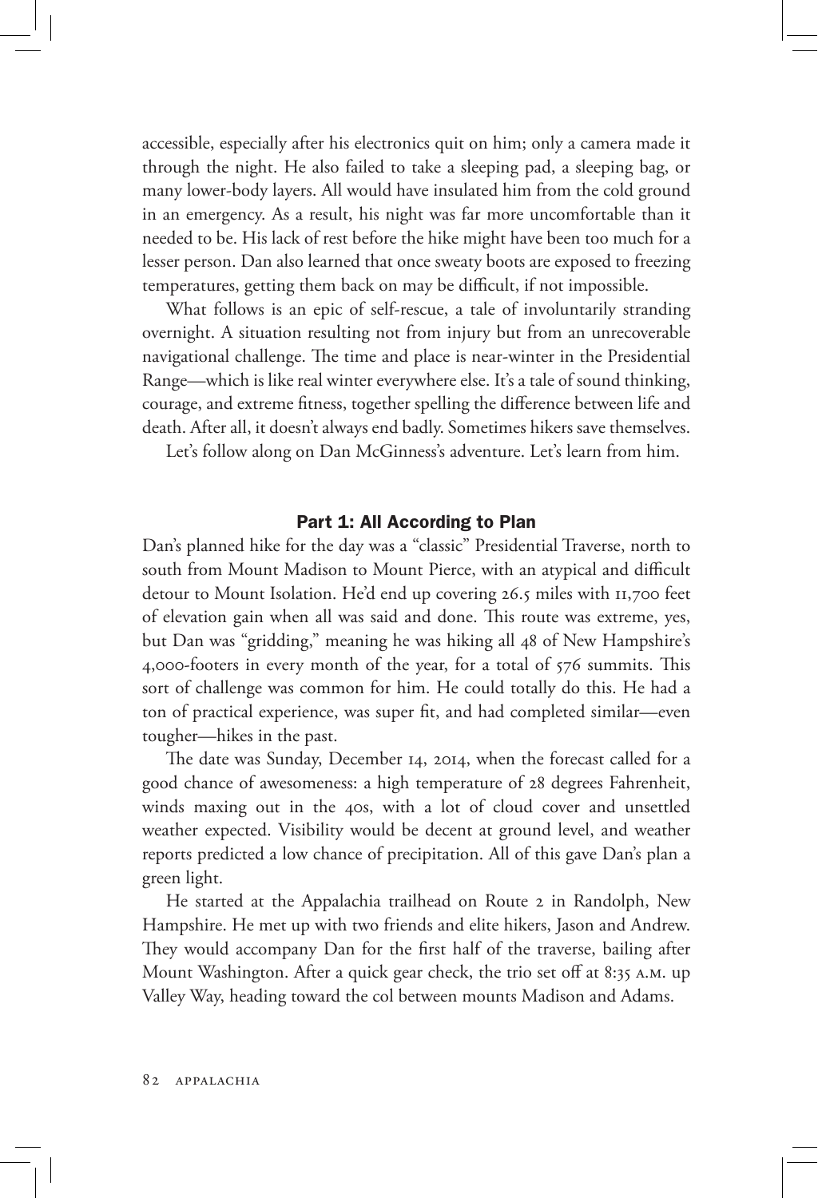accessible, especially after his electronics quit on him; only a camera made it through the night. He also failed to take a sleeping pad, a sleeping bag, or many lower-body layers. All would have insulated him from the cold ground in an emergency. As a result, his night was far more uncomfortable than it needed to be. His lack of rest before the hike might have been too much for a lesser person. Dan also learned that once sweaty boots are exposed to freezing temperatures, getting them back on may be difficult, if not impossible.

What follows is an epic of self-rescue, a tale of involuntarily stranding overnight. A situation resulting not from injury but from an unrecoverable navigational challenge. The time and place is near-winter in the Presidential Range—which is like real winter everywhere else. It's a tale of sound thinking, courage, and extreme fitness, together spelling the difference between life and death. After all, it doesn't always end badly. Sometimes hikers save themselves.

Let's follow along on Dan McGinness's adventure. Let's learn from him.

## Part 1: All According to Plan

Dan's planned hike for the day was a "classic" Presidential Traverse, north to south from Mount Madison to Mount Pierce, with an atypical and difficult detour to Mount Isolation. He'd end up covering 26.5 miles with 11,700 feet of elevation gain when all was said and done. This route was extreme, yes, but Dan was "gridding," meaning he was hiking all 48 of New Hampshire's 4,000-footers in every month of the year, for a total of 576 summits. This sort of challenge was common for him. He could totally do this. He had a ton of practical experience, was super fit, and had completed similar—even tougher—hikes in the past.

The date was Sunday, December 14, 2014, when the forecast called for a good chance of awesomeness: a high temperature of 28 degrees Fahrenheit, winds maxing out in the 40s, with a lot of cloud cover and unsettled weather expected. Visibility would be decent at ground level, and weather reports predicted a low chance of precipitation. All of this gave Dan's plan a green light.

He started at the Appalachia trailhead on Route 2 in Randolph, New Hampshire. He met up with two friends and elite hikers, Jason and Andrew. They would accompany Dan for the first half of the traverse, bailing after Mount Washington. After a quick gear check, the trio set off at 8:35 A.M. up Valley Way, heading toward the col between mounts Madison and Adams.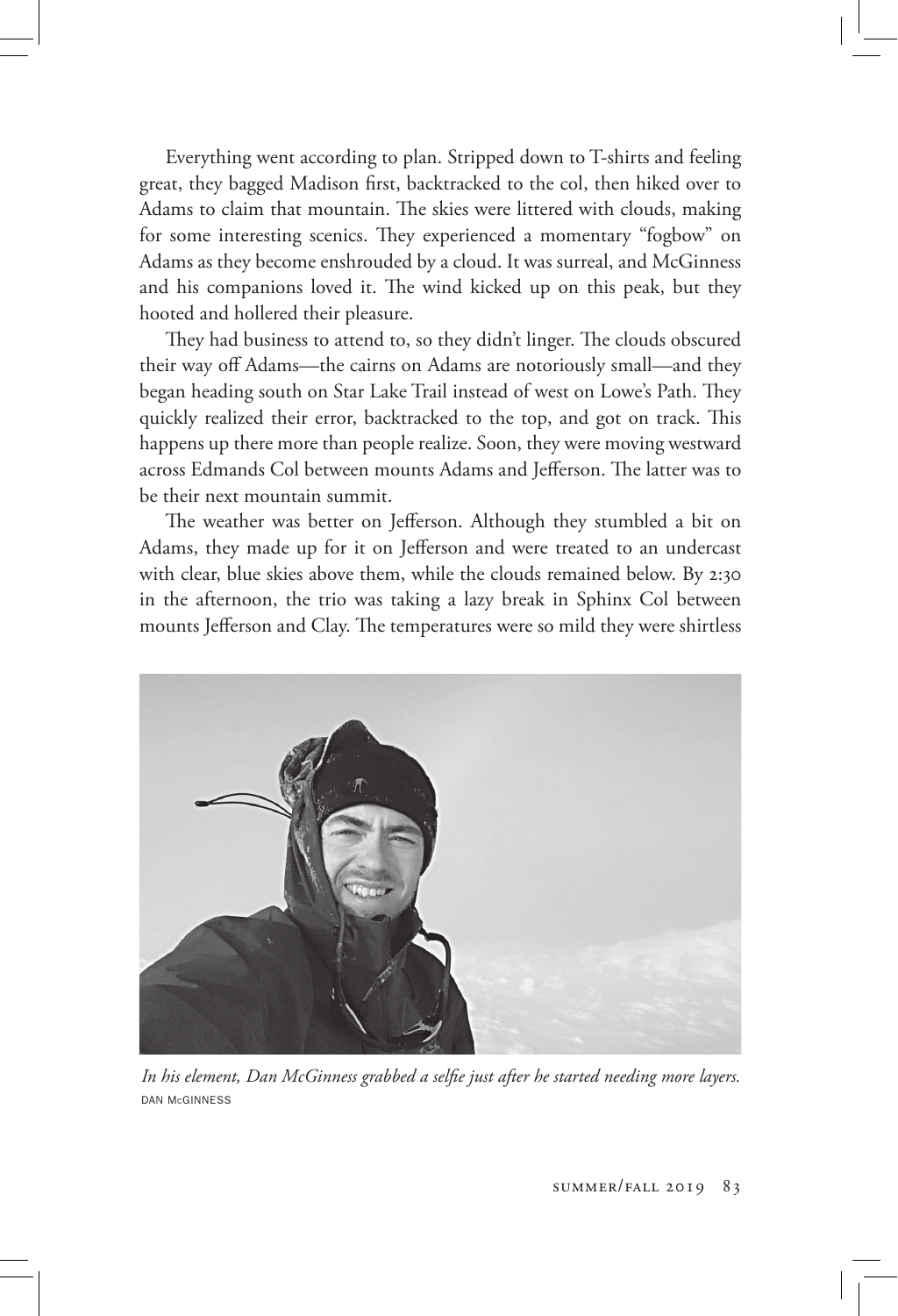Everything went according to plan. Stripped down to T-shirts and feeling great, they bagged Madison first, backtracked to the col, then hiked over to Adams to claim that mountain. The skies were littered with clouds, making for some interesting scenics. They experienced a momentary "fogbow" on Adams as they become enshrouded by a cloud. It was surreal, and McGinness and his companions loved it. The wind kicked up on this peak, but they hooted and hollered their pleasure.

They had business to attend to, so they didn't linger. The clouds obscured their way off Adams—the cairns on Adams are notoriously small—and they began heading south on Star Lake Trail instead of west on Lowe's Path. They quickly realized their error, backtracked to the top, and got on track. This happens up there more than people realize. Soon, they were moving westward across Edmands Col between mounts Adams and Jefferson. The latter was to be their next mountain summit.

The weather was better on Jefferson. Although they stumbled a bit on Adams, they made up for it on Jefferson and were treated to an undercast with clear, blue skies above them, while the clouds remained below. By 2:30 in the afternoon, the trio was taking a lazy break in Sphinx Col between mounts Jefferson and Clay. The temperatures were so mild they were shirtless

*In his element, Dan McGinness grabbed a selfie just after he started needing more layers.* DAN McGINNESS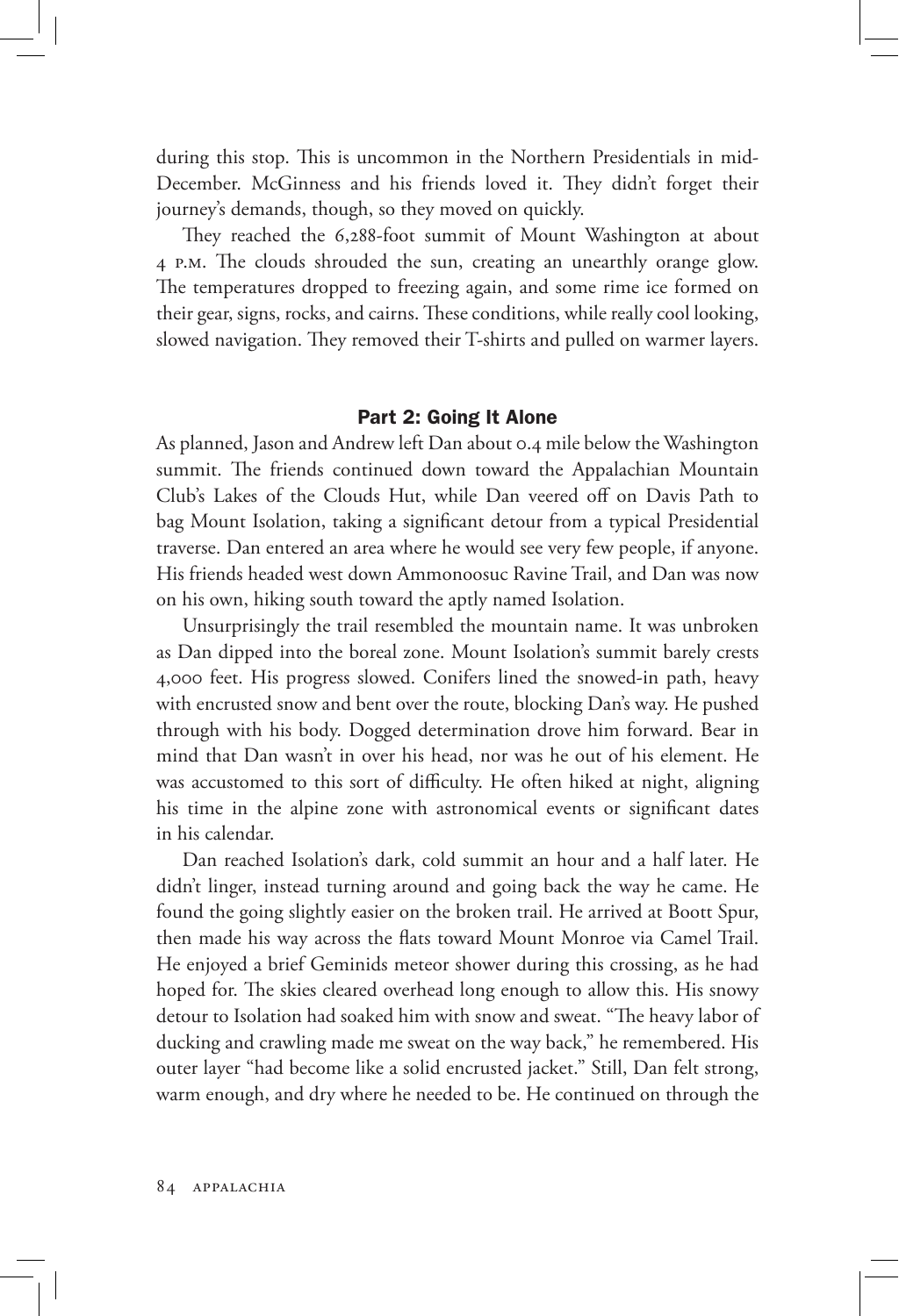during this stop. This is uncommon in the Northern Presidentials in mid-December. McGinness and his friends loved it. They didn't forget their journey's demands, though, so they moved on quickly.

They reached the 6,288-foot summit of Mount Washington at about 4 P.M. The clouds shrouded the sun, creating an unearthly orange glow. The temperatures dropped to freezing again, and some rime ice formed on their gear, signs, rocks, and cairns. These conditions, while really cool looking, slowed navigation. They removed their T-shirts and pulled on warmer layers.

## Part 2: Going It Alone

As planned, Jason and Andrew left Dan about 0.4 mile below the Washington summit. The friends continued down toward the Appalachian Mountain Club's Lakes of the Clouds Hut, while Dan veered off on Davis Path to bag Mount Isolation, taking a significant detour from a typical Presidential traverse. Dan entered an area where he would see very few people, if anyone. His friends headed west down Ammonoosuc Ravine Trail, and Dan was now on his own, hiking south toward the aptly named Isolation.

Unsurprisingly the trail resembled the mountain name. It was unbroken as Dan dipped into the boreal zone. Mount Isolation's summit barely crests 4,000 feet. His progress slowed. Conifers lined the snowed-in path, heavy with encrusted snow and bent over the route, blocking Dan's way. He pushed through with his body. Dogged determination drove him forward. Bear in mind that Dan wasn't in over his head, nor was he out of his element. He was accustomed to this sort of difficulty. He often hiked at night, aligning his time in the alpine zone with astronomical events or significant dates in his calendar.

Dan reached Isolation's dark, cold summit an hour and a half later. He didn't linger, instead turning around and going back the way he came. He found the going slightly easier on the broken trail. He arrived at Boott Spur, then made his way across the flats toward Mount Monroe via Camel Trail. He enjoyed a brief Geminids meteor shower during this crossing, as he had hoped for. The skies cleared overhead long enough to allow this. His snowy detour to Isolation had soaked him with snow and sweat. "The heavy labor of ducking and crawling made me sweat on the way back," he remembered. His outer layer "had become like a solid encrusted jacket." Still, Dan felt strong, warm enough, and dry where he needed to be. He continued on through the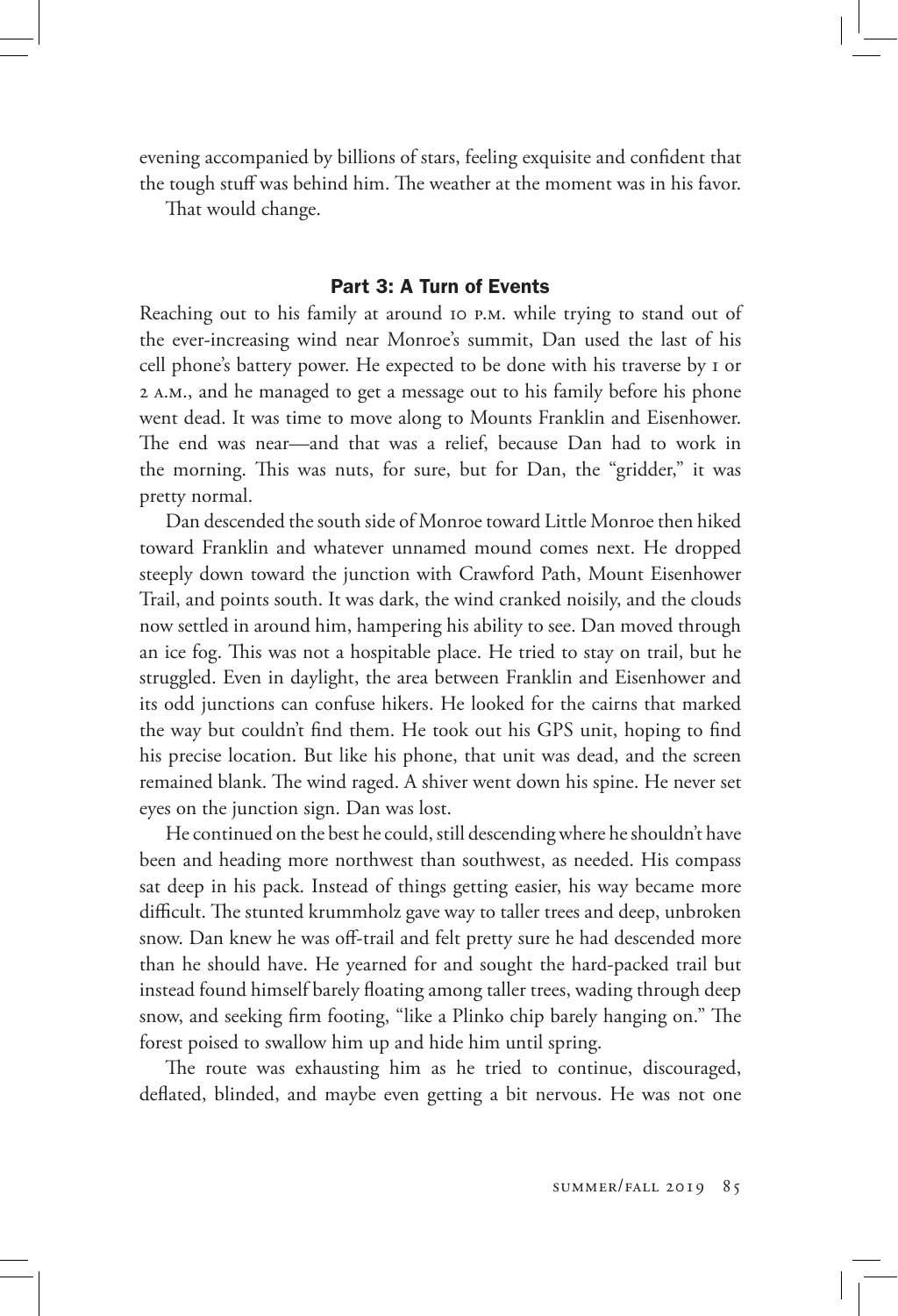evening accompanied by billions of stars, feeling exquisite and confident that the tough stuff was behind him. The weather at the moment was in his favor.

That would change.

## Part 3: A Turn of Events

Reaching out to his family at around 10 P.M. while trying to stand out of the ever-increasing wind near Monroe's summit, Dan used the last of his cell phone's battery power. He expected to be done with his traverse by 1 or 2 A.M., and he managed to get a message out to his family before his phone went dead. It was time to move along to Mounts Franklin and Eisenhower. The end was near—and that was a relief, because Dan had to work in the morning. This was nuts, for sure, but for Dan, the "gridder," it was pretty normal.

Dan descended the south side of Monroe toward Little Monroe then hiked toward Franklin and whatever unnamed mound comes next. He dropped steeply down toward the junction with Crawford Path, Mount Eisenhower Trail, and points south. It was dark, the wind cranked noisily, and the clouds now settled in around him, hampering his ability to see. Dan moved through an ice fog. This was not a hospitable place. He tried to stay on trail, but he struggled. Even in daylight, the area between Franklin and Eisenhower and its odd junctions can confuse hikers. He looked for the cairns that marked the way but couldn't find them. He took out his GPS unit, hoping to find his precise location. But like his phone, that unit was dead, and the screen remained blank. The wind raged. A shiver went down his spine. He never set eyes on the junction sign. Dan was lost.

He continued on the best he could, still descending where he shouldn't have been and heading more northwest than southwest, as needed. His compass sat deep in his pack. Instead of things getting easier, his way became more difficult. The stunted krummholz gave way to taller trees and deep, unbroken snow. Dan knew he was off-trail and felt pretty sure he had descended more than he should have. He yearned for and sought the hard-packed trail but instead found himself barely floating among taller trees, wading through deep snow, and seeking firm footing, "like a Plinko chip barely hanging on." The forest poised to swallow him up and hide him until spring.

The route was exhausting him as he tried to continue, discouraged, deflated, blinded, and maybe even getting a bit nervous. He was not one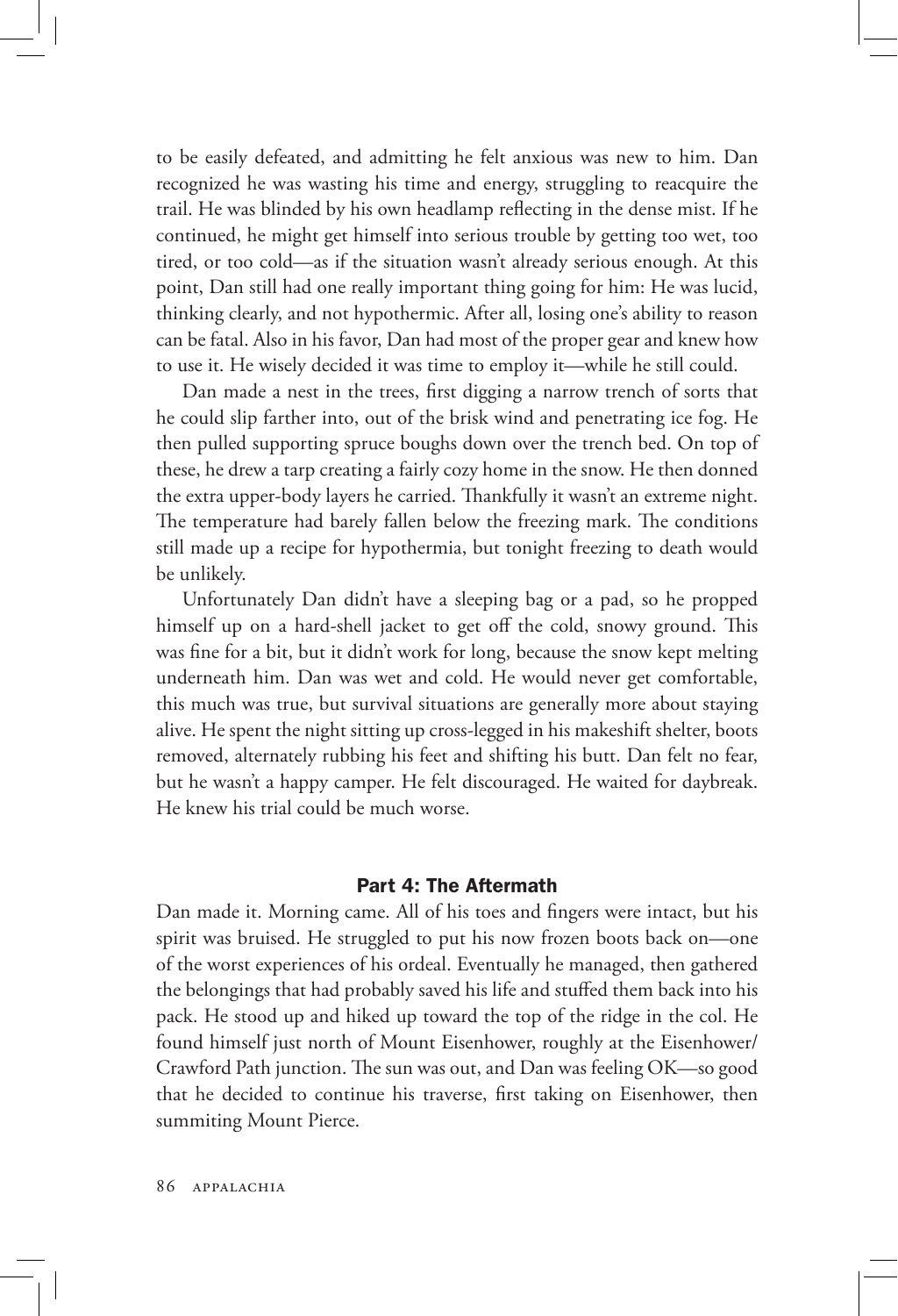to be easily defeated, and admitting he felt anxious was new to him. Dan recognized he was wasting his time and energy, struggling to reacquire the trail. He was blinded by his own headlamp reflecting in the dense mist. If he continued, he might get himself into serious trouble by getting too wet, too tired, or too cold—as if the situation wasn't already serious enough. At this point, Dan still had one really important thing going for him: He was lucid, thinking clearly, and not hypothermic. After all, losing one's ability to reason can be fatal. Also in his favor, Dan had most of the proper gear and knew how to use it. He wisely decided it was time to employ it—while he still could.

Dan made a nest in the trees, first digging a narrow trench of sorts that he could slip farther into, out of the brisk wind and penetrating ice fog. He then pulled supporting spruce boughs down over the trench bed. On top of these, he drew a tarp creating a fairly cozy home in the snow. He then donned the extra upper-body layers he carried. Thankfully it wasn't an extreme night. The temperature had barely fallen below the freezing mark. The conditions still made up a recipe for hypothermia, but tonight freezing to death would be unlikely.

Unfortunately Dan didn't have a sleeping bag or a pad, so he propped himself up on a hard-shell jacket to get off the cold, snowy ground. This was fine for a bit, but it didn't work for long, because the snow kept melting underneath him. Dan was wet and cold. He would never get comfortable, this much was true, but survival situations are generally more about staying alive. He spent the night sitting up cross-legged in his makeshift shelter, boots removed, alternately rubbing his feet and shifting his butt. Dan felt no fear, but he wasn't a happy camper. He felt discouraged. He waited for daybreak. He knew his trial could be much worse.

## Part 4: The Aftermath

Dan made it. Morning came. All of his toes and fingers were intact, but his spirit was bruised. He struggled to put his now frozen boots back on—one of the worst experiences of his ordeal. Eventually he managed, then gathered the belongings that had probably saved his life and stuffed them back into his pack. He stood up and hiked up toward the top of the ridge in the col. He found himself just north of Mount Eisenhower, roughly at the Eisenhower/Crawford Path junction. The sun was out, and Dan was feeling OK—so good that he decided to continue his traverse, first taking on Eisenhower, then summiting Mount Pierce.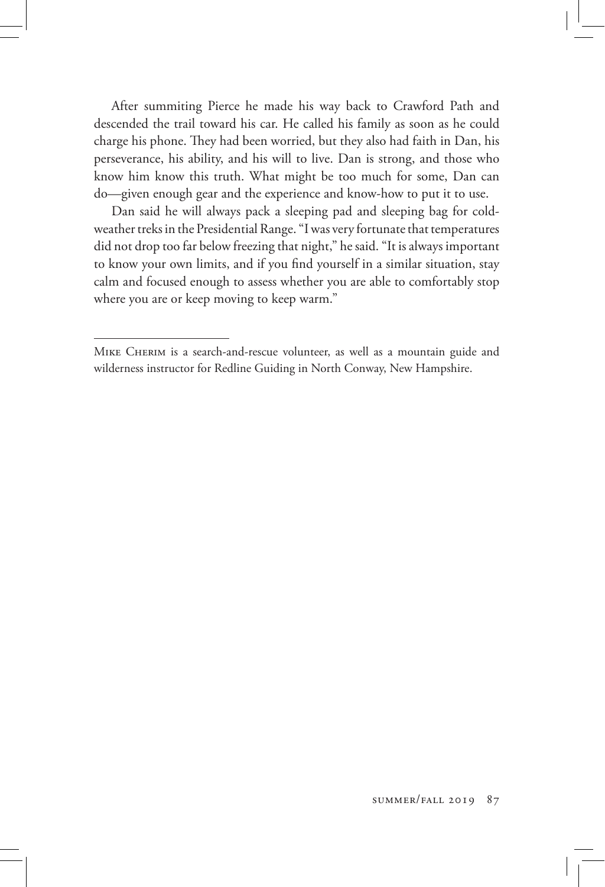After summiting Pierce he made his way back to Crawford Path and descended the trail toward his car. He called his family as soon as he could charge his phone. They had been worried, but they also had faith in Dan, his perseverance, his ability, and his will to live. Dan is strong, and those who know him know this truth. What might be too much for some, Dan can do—given enough gear and the experience and know-how to put it to use.

Dan said he will always pack a sleeping pad and sleeping bag for cold-weather treks in the Presidential Range. "I was very fortunate that temperatures did not drop too far below freezing that night," he said. "It is always important to know your own limits, and if you find yourself in a similar situation, stay calm and focused enough to assess whether you are able to comfortably stop where you are or keep moving to keep warm."

---

Mike Cherim is a search-and-rescue volunteer, as well as a mountain guide and wilderness instructor for Redline Guiding in North Conway, New Hampshire.